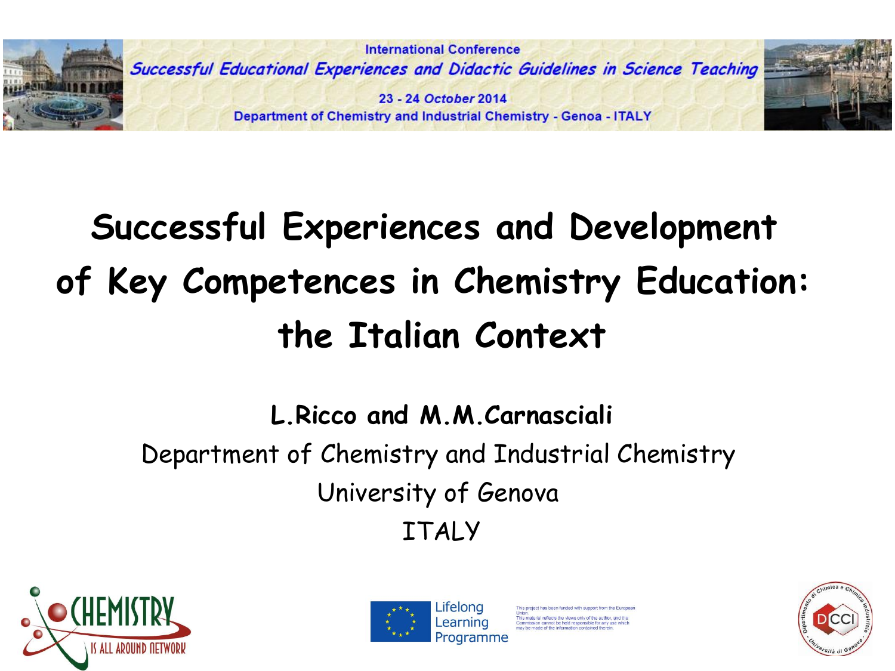International Conference

*Successful Educational Experiences and Didactic Guidelines in Science Teaching*

23 - 24 October 2014

Department of Chemistry and Industrial Chemistry - Genoa - ITALY

# Successful Experiences and Development of Key Competences in Chemistry Education: the Italian Context

**L.Ricco and M.M.Carnasciali**

Department of Chemistry and Industrial Chemistry

University of Genova

ITALY

CHEMISTRY IS ALL AROUND NETWORK

Lifelong Learning Programme

This project has been funded with support from the European Union. This material reflects the views only of the author, and the Commission cannot be held responsible for any use which may be made of the information contained therein.

DCCI – Dipartimento di Chimica e Chimica Industriale – Università di Genova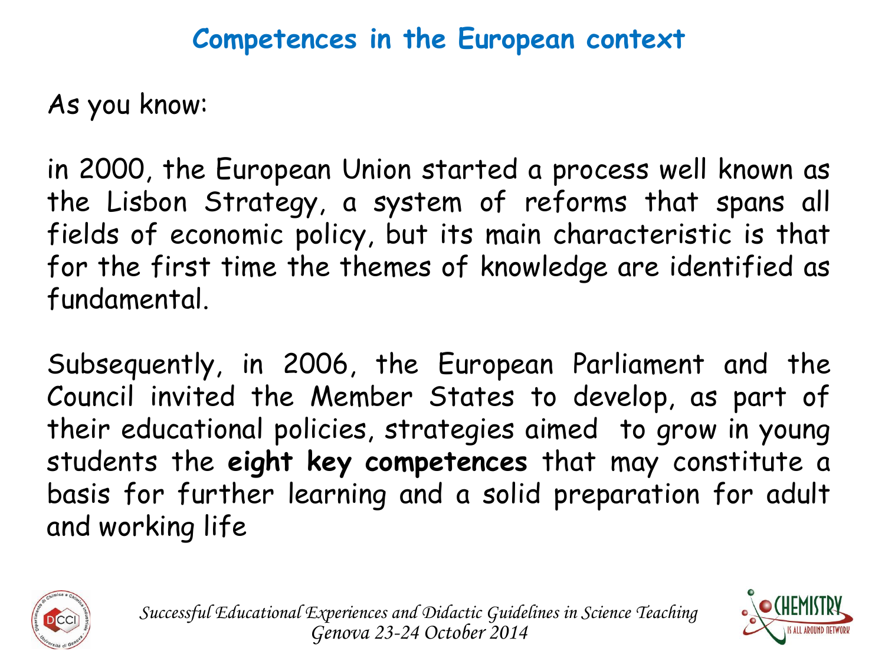## Competences in the European context

As you know:

in 2000, the European Union started a process well known as the Lisbon Strategy, a system of reforms that spans all fields of economic policy, but its main characteristic is that for the first time the themes of knowledge are identified as fundamental.

Subsequently, in 2006, the European Parliament and the Council invited the Member States to develop, as part of their educational policies, strategies aimed to grow in young students the **eight key competences** that may constitute a basis for further learning and a solid preparation for adult and working life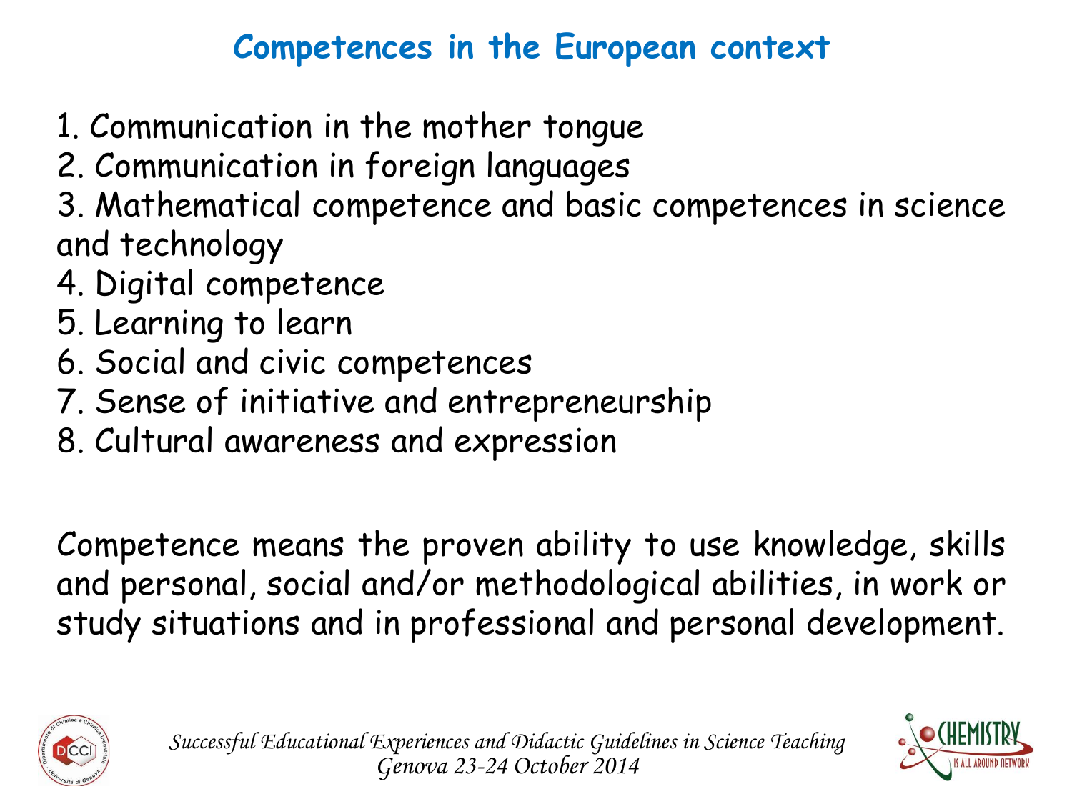## Competences in the European context

1. Communication in the mother tongue
2. Communication in foreign languages
3. Mathematical competence and basic competences in science and technology
4. Digital competence
5. Learning to learn
6. Social and civic competences
7. Sense of initiative and entrepreneurship
8. Cultural awareness and expression

Competence means the proven ability to use knowledge, skills and personal, social and/or methodological abilities, in work or study situations and in professional and personal development.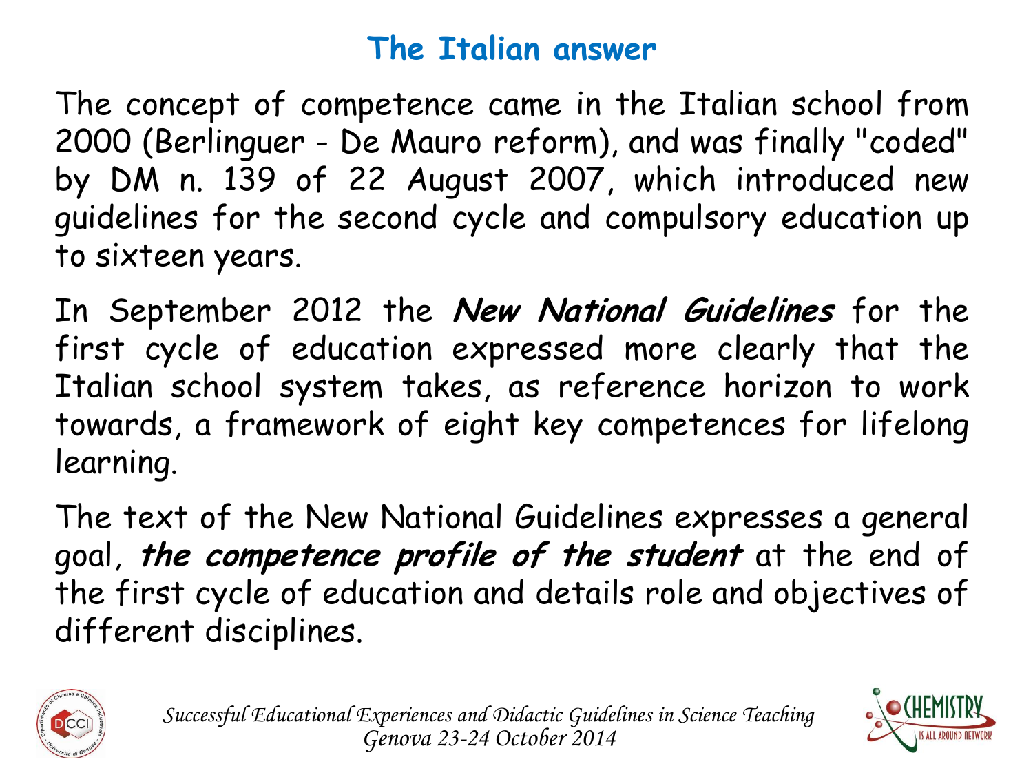## The Italian answer

The concept of competence came in the Italian school from 2000 (Berlinguer - De Mauro reform), and was finally "coded" by DM n. 139 of 22 August 2007, which introduced new guidelines for the second cycle and compulsory education up to sixteen years.

In September 2012 the ***New National Guidelines*** for the first cycle of education expressed more clearly that the Italian school system takes, as reference horizon to work towards, a framework of eight key competences for lifelong learning.

The text of the New National Guidelines expresses a general goal, ***the competence profile of the student*** at the end of the first cycle of education and details role and objectives of different disciplines.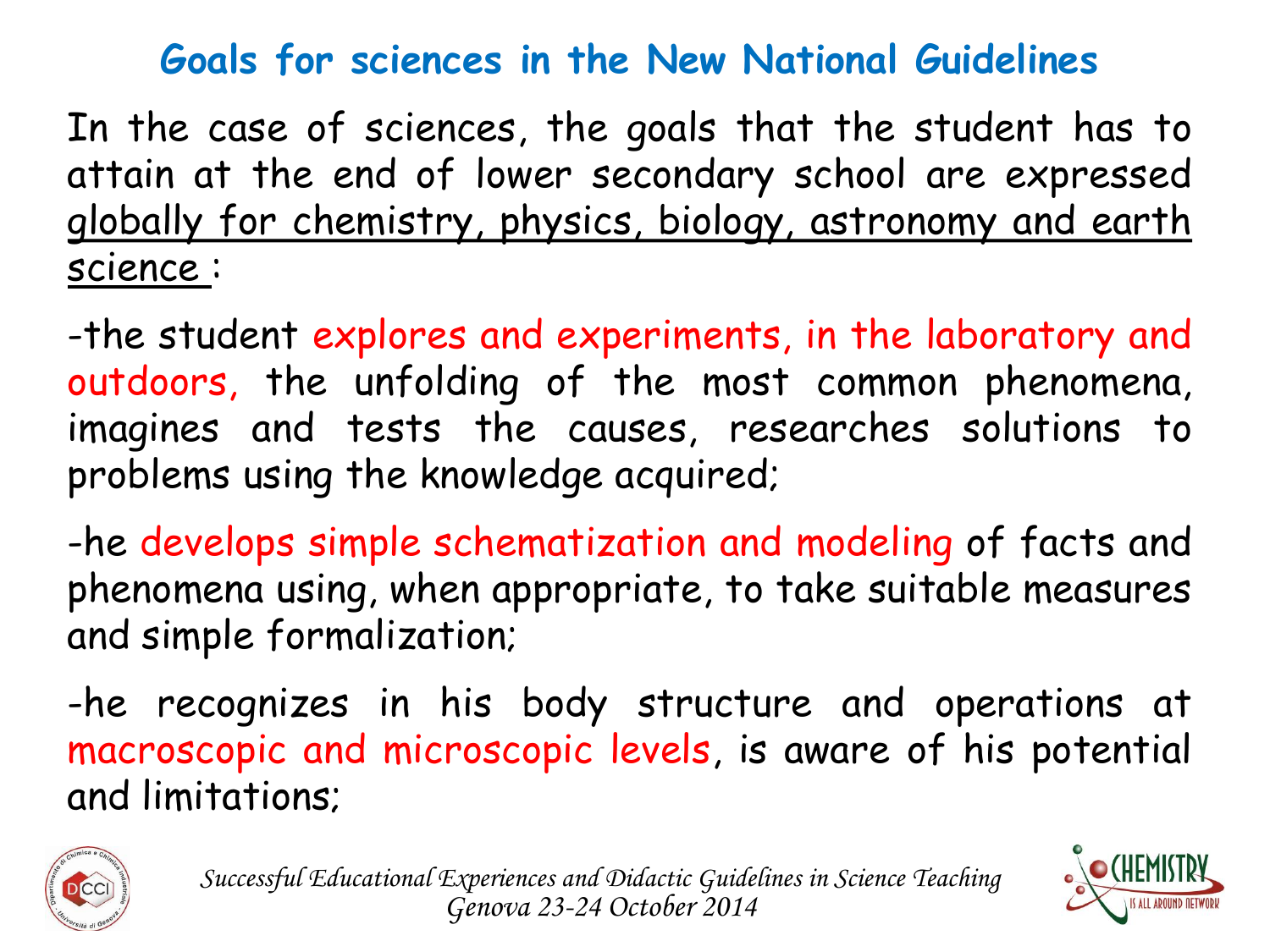## Goals for sciences in the New National Guidelines

In the case of sciences, the goals that the student has to attain at the end of lower secondary school are expressed globally for chemistry, physics, biology, astronomy and earth science :

-the student explores and experiments, in the laboratory and outdoors, the unfolding of the most common phenomena, imagines and tests the causes, researches solutions to problems using the knowledge acquired;

-he develops simple schematization and modeling of facts and phenomena using, when appropriate, to take suitable measures and simple formalization;

-he recognizes in his body structure and operations at macroscopic and microscopic levels, is aware of his potential and limitations;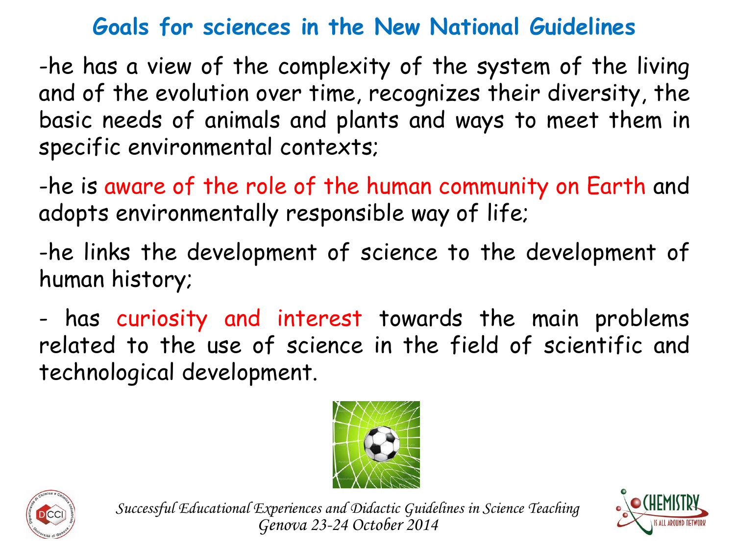# Goals for sciences in the New National Guidelines

-he has a view of the complexity of the system of the living and of the evolution over time, recognizes their diversity, the basic needs of animals and plants and ways to meet them in specific environmental contexts;

-he is aware of the role of the human community on Earth and adopts environmentally responsible way of life;

-he links the development of science to the development of human history;

- has curiosity and interest towards the main problems related to the use of science in the field of scientific and technological development.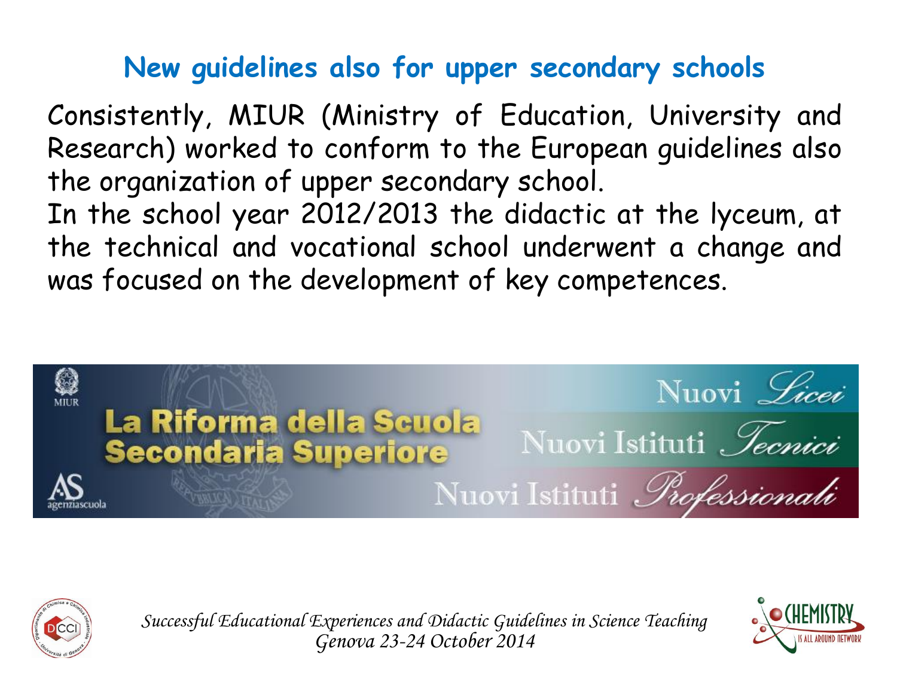## New guidelines also for upper secondary schools

Consistently, MIUR (Ministry of Education, University and Research) worked to conform to the European guidelines also the organization of upper secondary school.
In the school year 2012/2013 the didactic at the lyceum, at the technical and vocational school underwent a change and was focused on the development of key competences.

La Riforma della Scuola Secondaria Superiore

Nuovi Licei

Nuovi Istituti Tecnici

Nuovi Istituti Professionali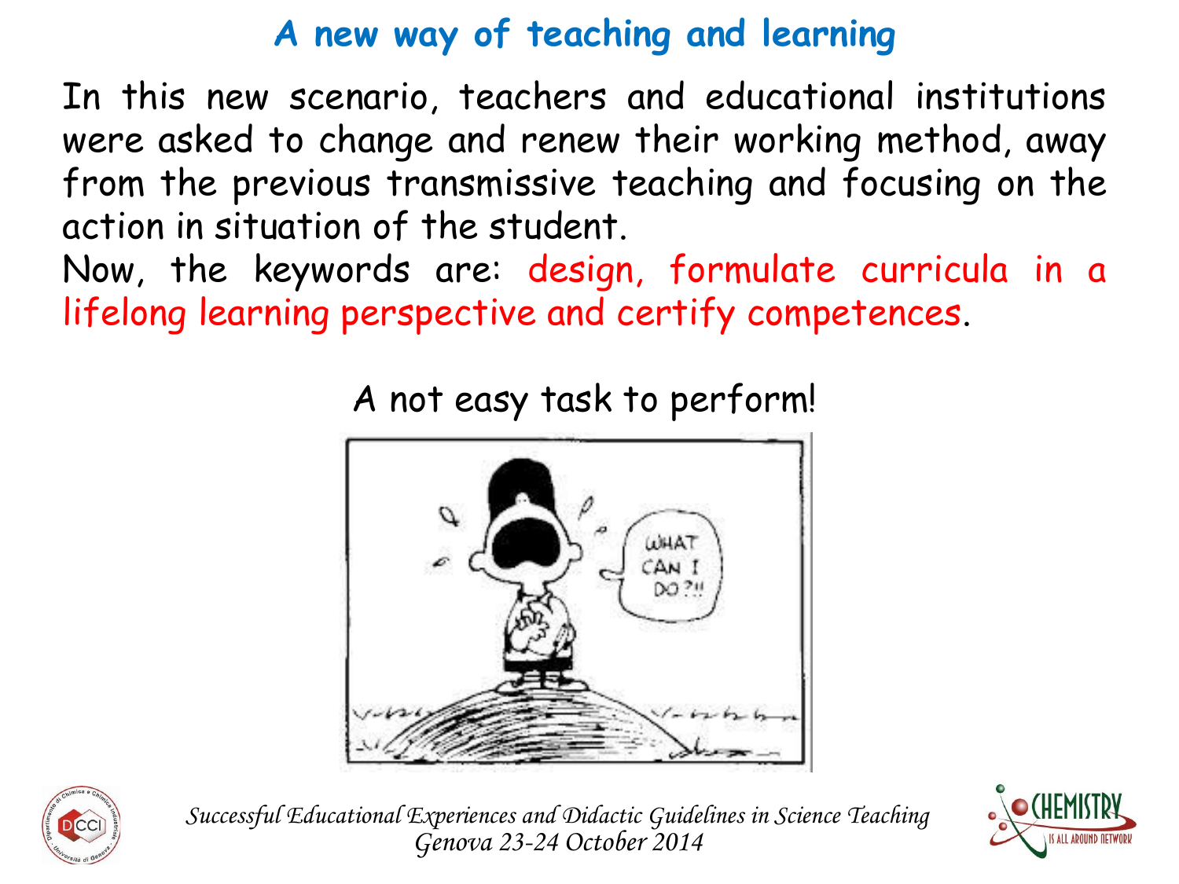# A new way of teaching and learning

In this new scenario, teachers and educational institutions were asked to change and renew their working method, away from the previous transmissive teaching and focusing on the action in situation of the student.

Now, the keywords are: design, formulate curricula in a lifelong learning perspective and certify competences.

A not easy task to perform!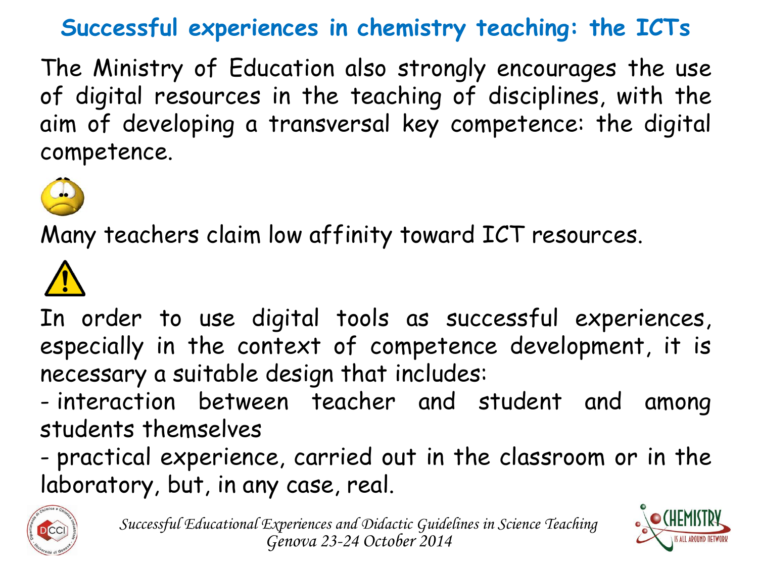## Successful experiences in chemistry teaching: the ICTs

The Ministry of Education also strongly encourages the use of digital resources in the teaching of disciplines, with the aim of developing a transversal key competence: the digital competence.

Many teachers claim low affinity toward ICT resources.

In order to use digital tools as successful experiences, especially in the context of competence development, it is necessary a suitable design that includes:

- interaction between teacher and student and among students themselves
- practical experience, carried out in the classroom or in the laboratory, but, in any case, real.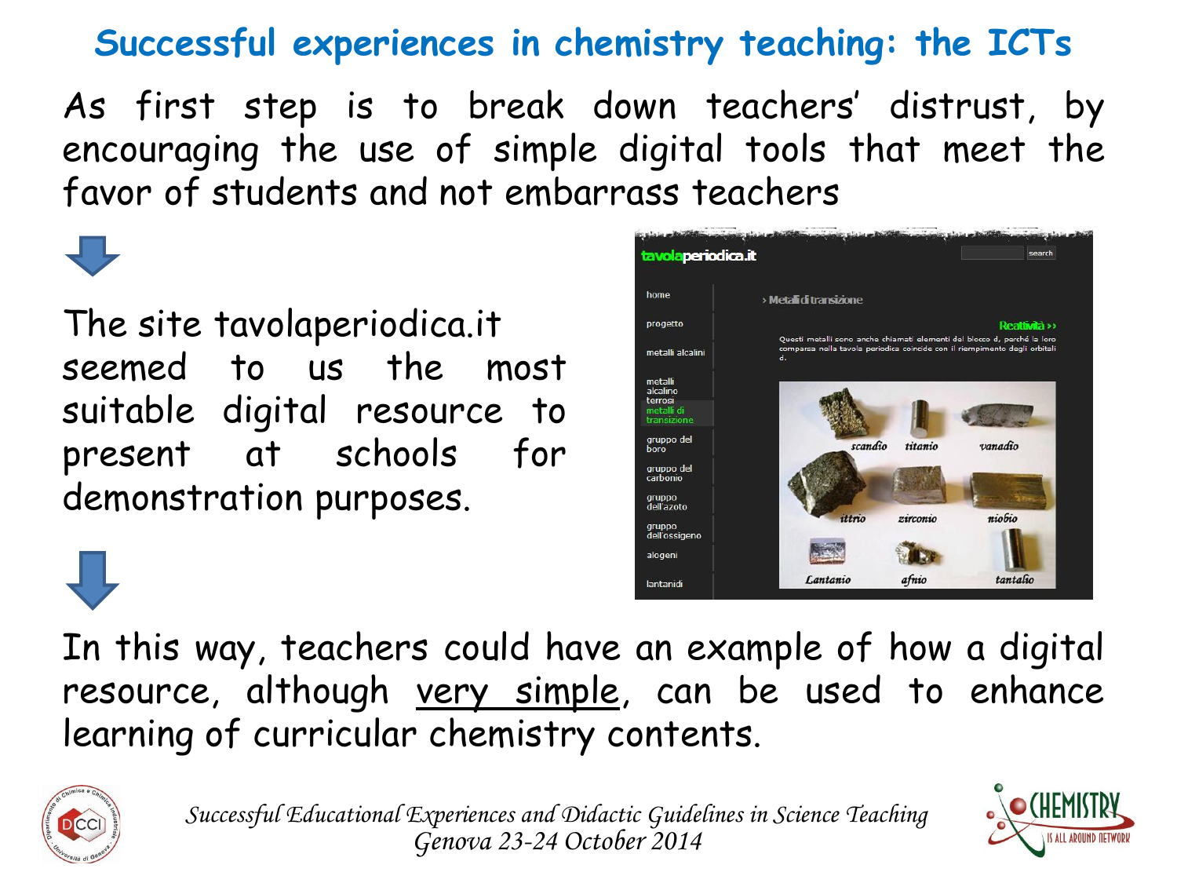## Successful experiences in chemistry teaching: the ICTs

As first step is to break down teachers' distrust, by encouraging the use of simple digital tools that meet the favor of students and not embarrass teachers

The site tavolaperiodica.it seemed to us the most suitable digital resource to present at schools for demonstration purposes.

In this way, teachers could have an example of how a digital resource, although very simple, can be used to enhance learning of curricular chemistry contents.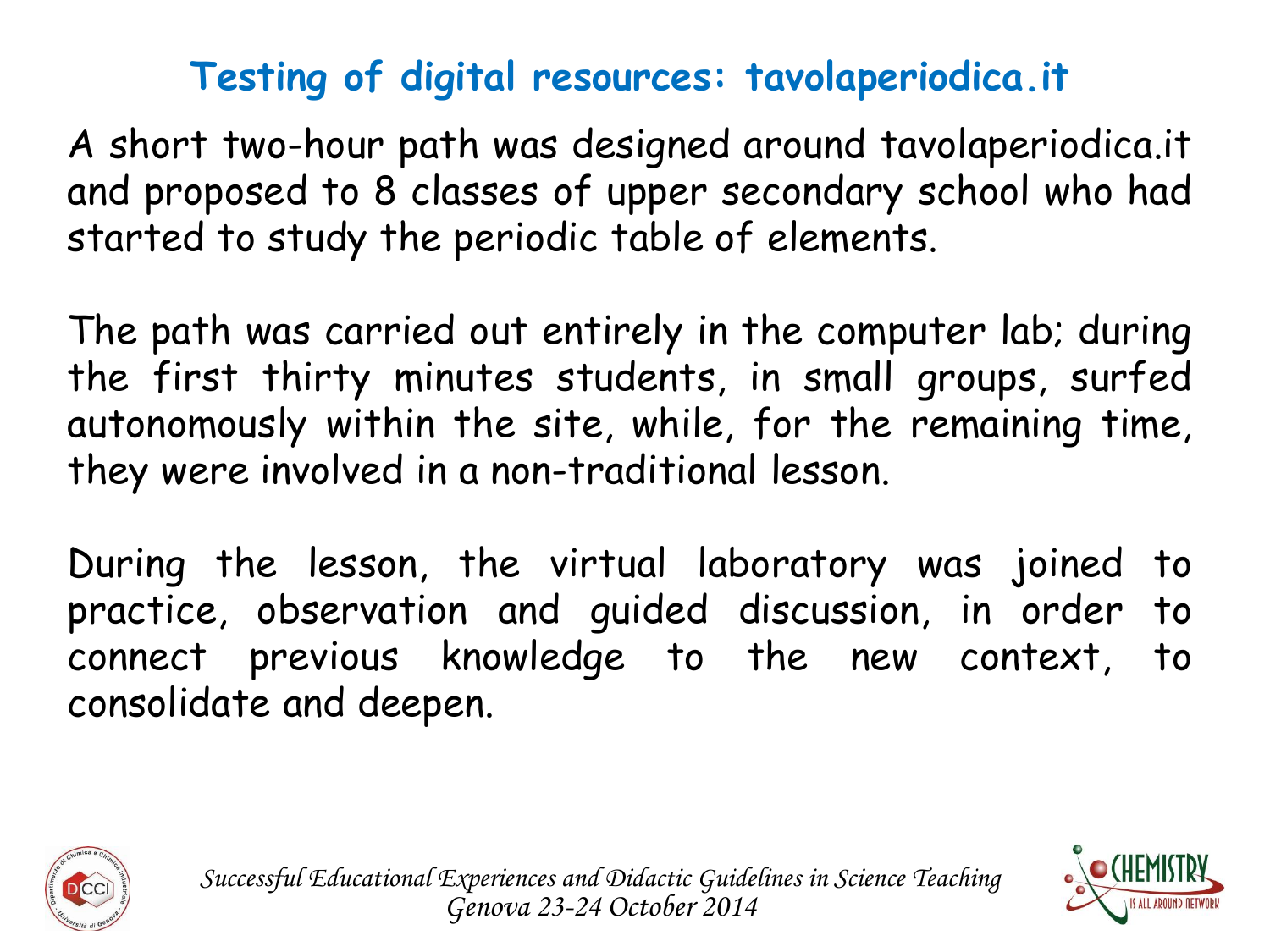## Testing of digital resources: tavolaperiodica.it

A short two-hour path was designed around tavolaperiodica.it and proposed to 8 classes of upper secondary school who had started to study the periodic table of elements.

The path was carried out entirely in the computer lab; during the first thirty minutes students, in small groups, surfed autonomously within the site, while, for the remaining time, they were involved in a non-traditional lesson.

During the lesson, the virtual laboratory was joined to practice, observation and guided discussion, in order to connect previous knowledge to the new context, to consolidate and deepen.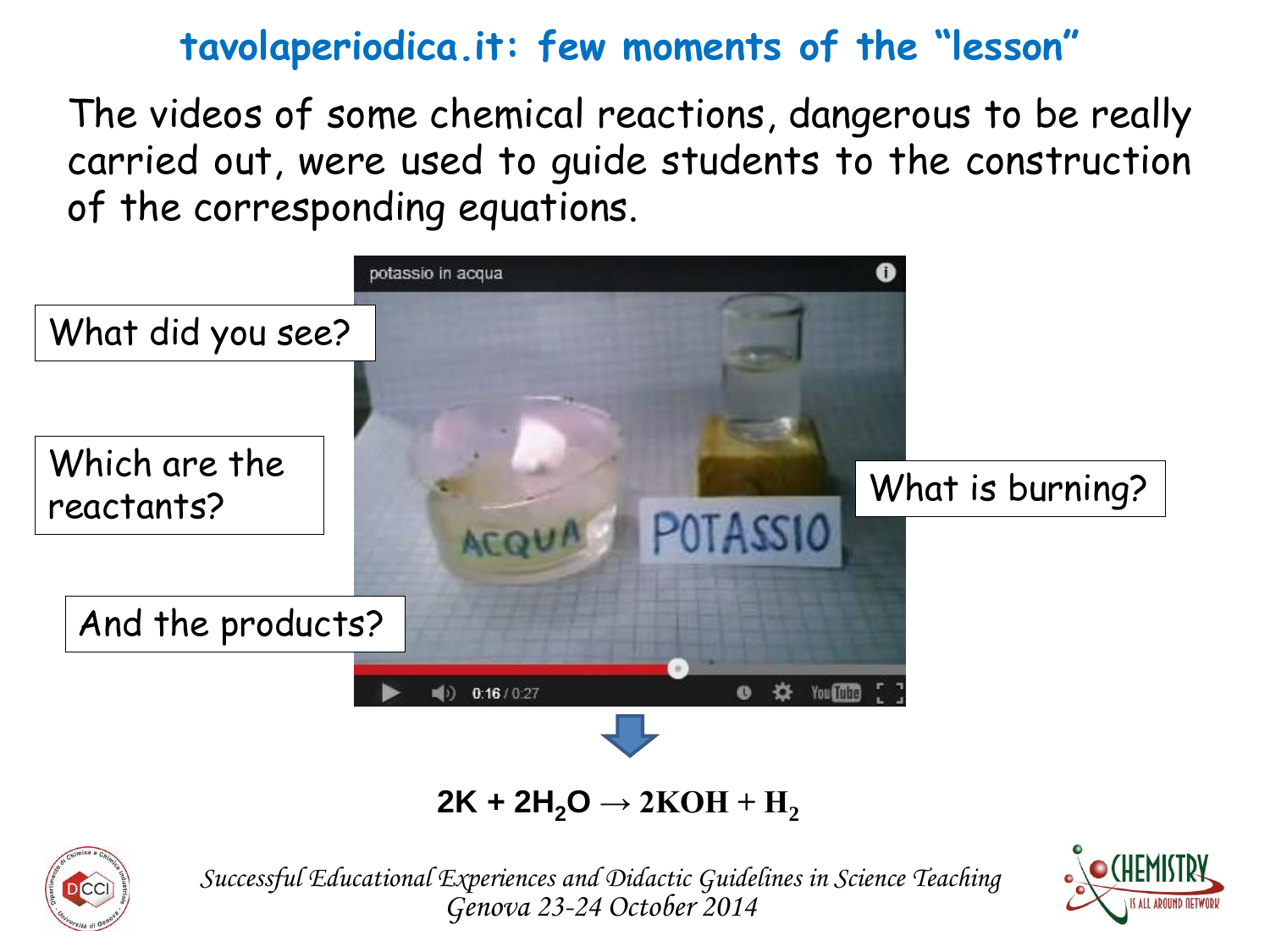# tavolaperiodica.it: few moments of the "lesson"

The videos of some chemical reactions, dangerous to be really carried out, were used to guide students to the construction of the corresponding equations.

What did you see?

Which are the reactants?

And the products?

What is burning?

$$2K + 2H_2O \rightarrow 2KOH + H_2$$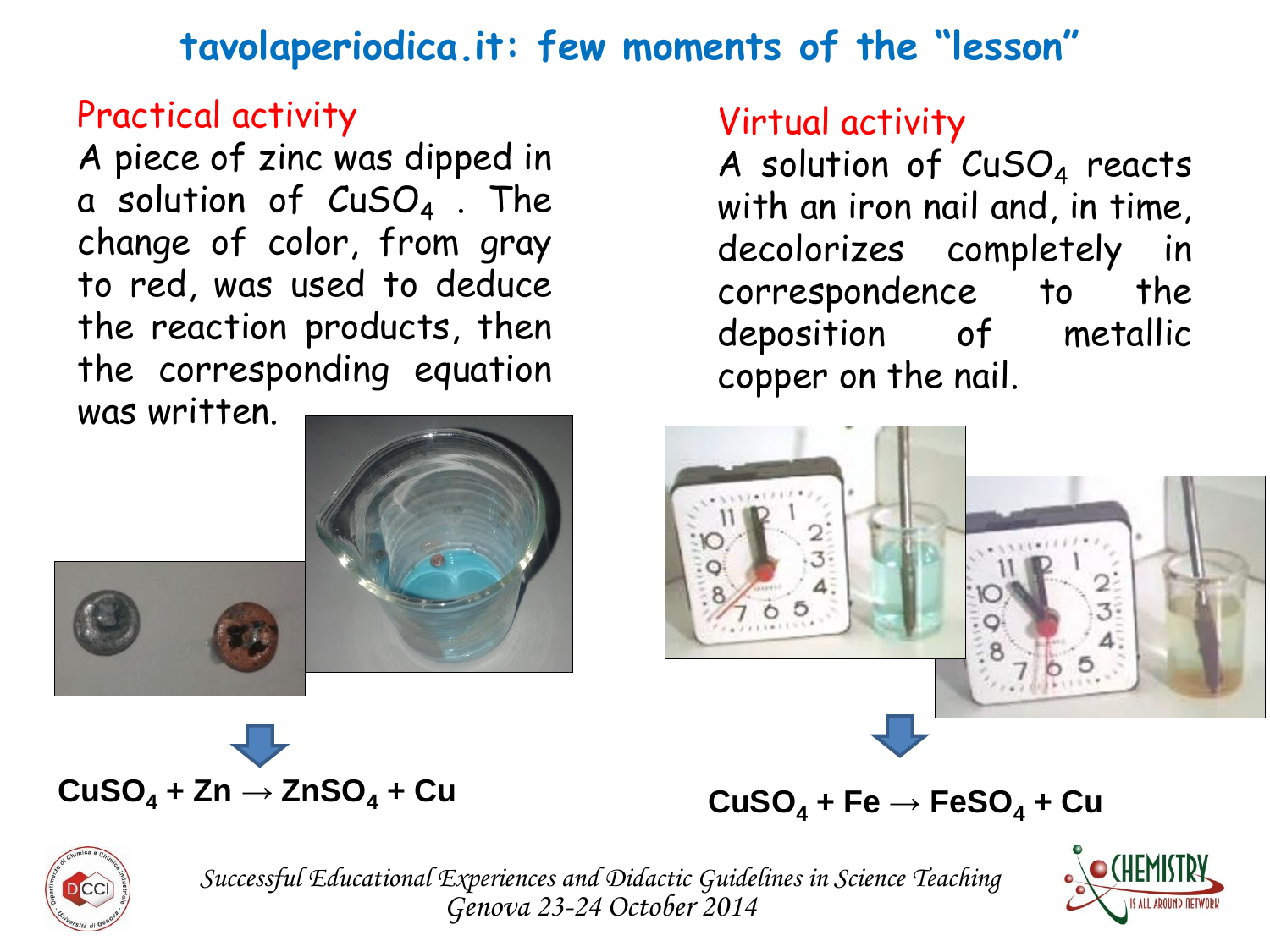# tavolaperiodica.it: few moments of the "lesson"

## Practical activity

A piece of zinc was dipped in a solution of $CuSO_4$ . The change of color, from gray to red, was used to deduce the reaction products, then the corresponding equation was written.

$$CuSO_4 + Zn \rightarrow ZnSO_4 + Cu$$

## Virtual activity

A solution of $CuSO_4$ reacts with an iron nail and, in time, decolorizes completely in correspondence to the deposition of metallic copper on the nail.

$$CuSO_4 + Fe \rightarrow FeSO_4 + Cu$$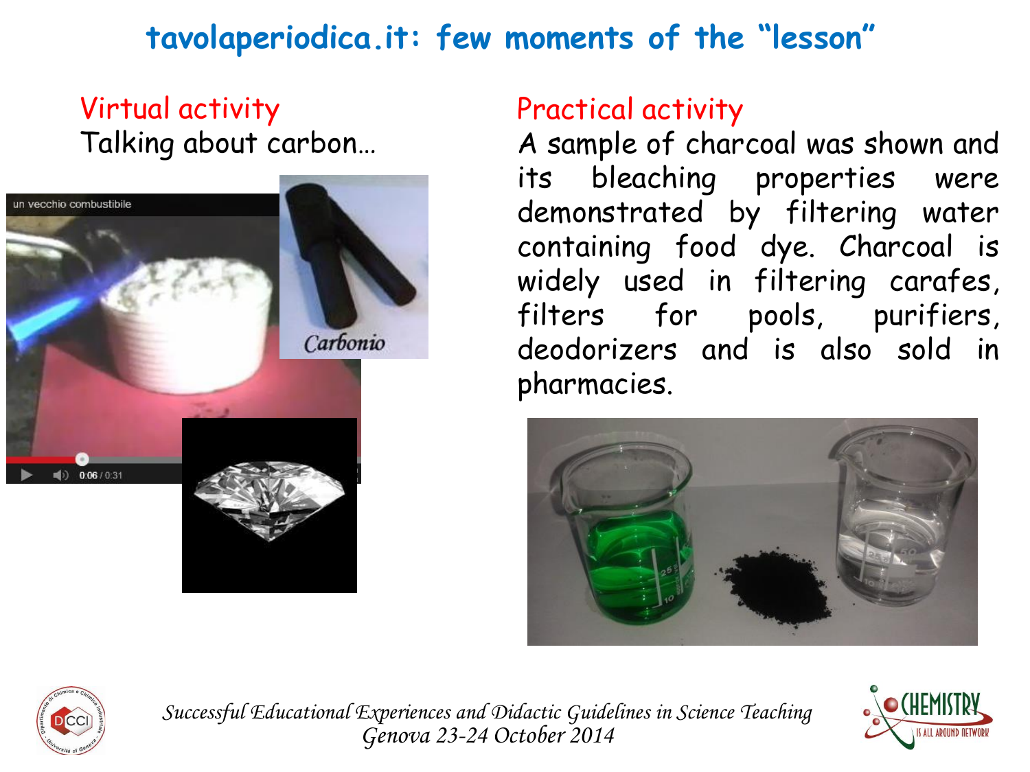# tavolaperiodica.it: few moments of the "lesson"

## Virtual activity

Talking about carbon…

## Practical activity

A sample of charcoal was shown and its bleaching properties were demonstrated by filtering water containing food dye. Charcoal is widely used in filtering carafes, filters for pools, purifiers, deodorizers and is also sold in pharmacies.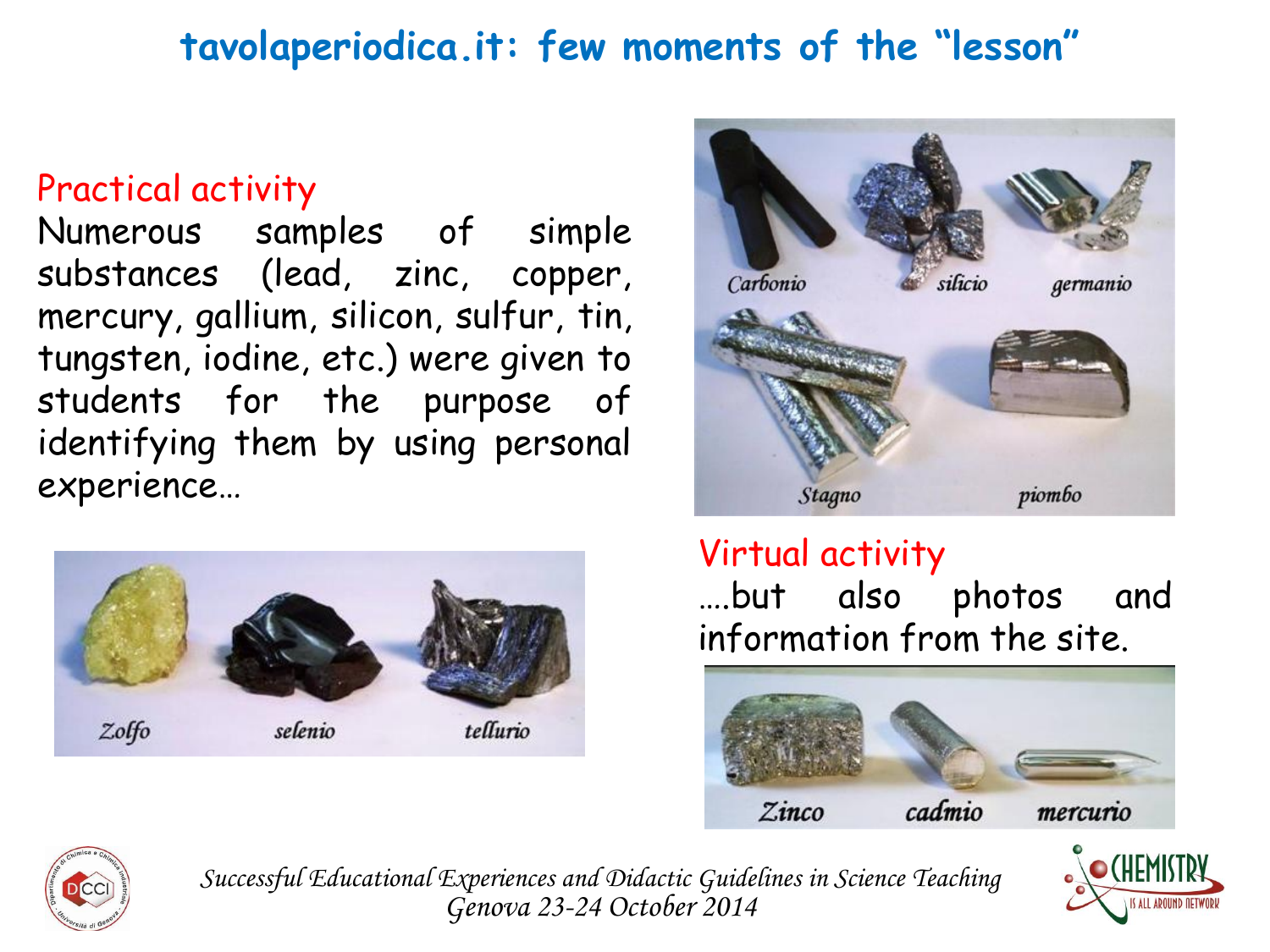# tavolaperiodica.it: few moments of the "lesson"

**Practical activity**

Numerous samples of simple substances (lead, zinc, copper, mercury, gallium, silicon, sulfur, tin, tungsten, iodine, etc.) were given to students for the purpose of identifying them by using personal experience…

Carbonio silicio germanio

Stagno piombo

Zolfo selenio tellurio

**Virtual activity**

….but also photos and information from the site.

Zinco cadmio mercurio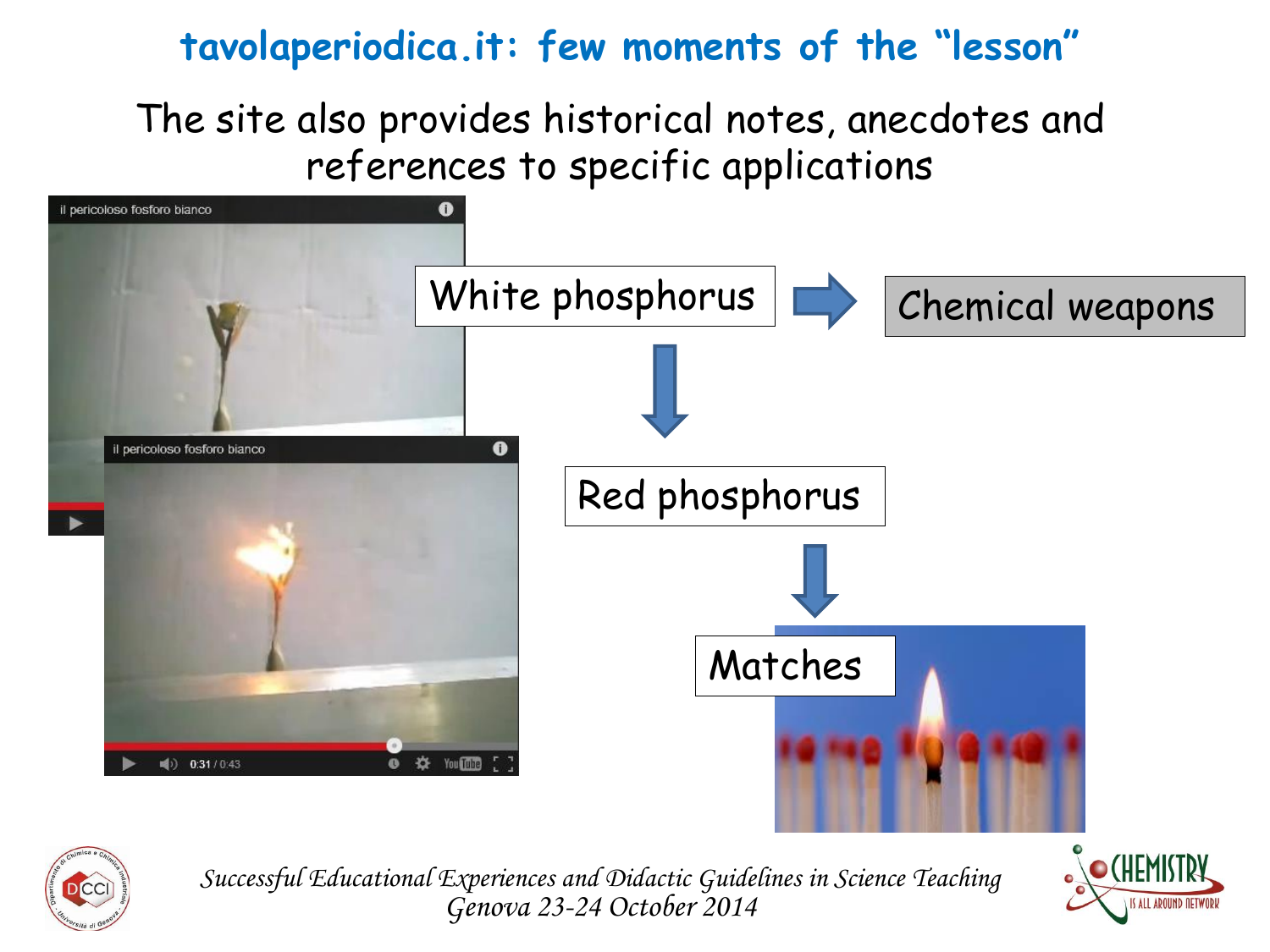# tavolaperiodica.it: few moments of the "lesson"

The site also provides historical notes, anecdotes and references to specific applications

il pericoloso fosforo bianco

White phosphorus → Chemical weapons

↓

Red phosphorus

↓

Matches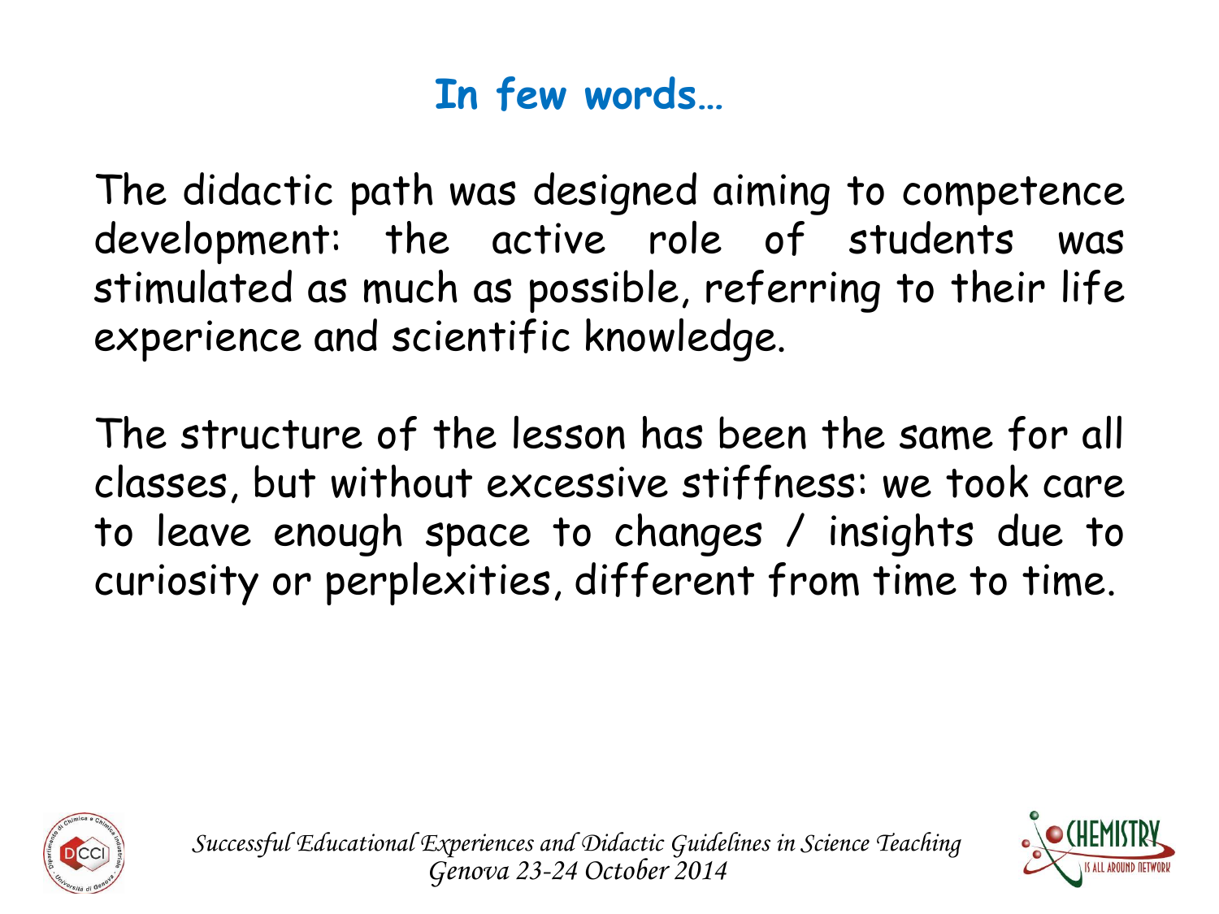# In few words…

The didactic path was designed aiming to competence development: the active role of students was stimulated as much as possible, referring to their life experience and scientific knowledge.

The structure of the lesson has been the same for all classes, but without excessive stiffness: we took care to leave enough space to changes / insights due to curiosity or perplexities, different from time to time.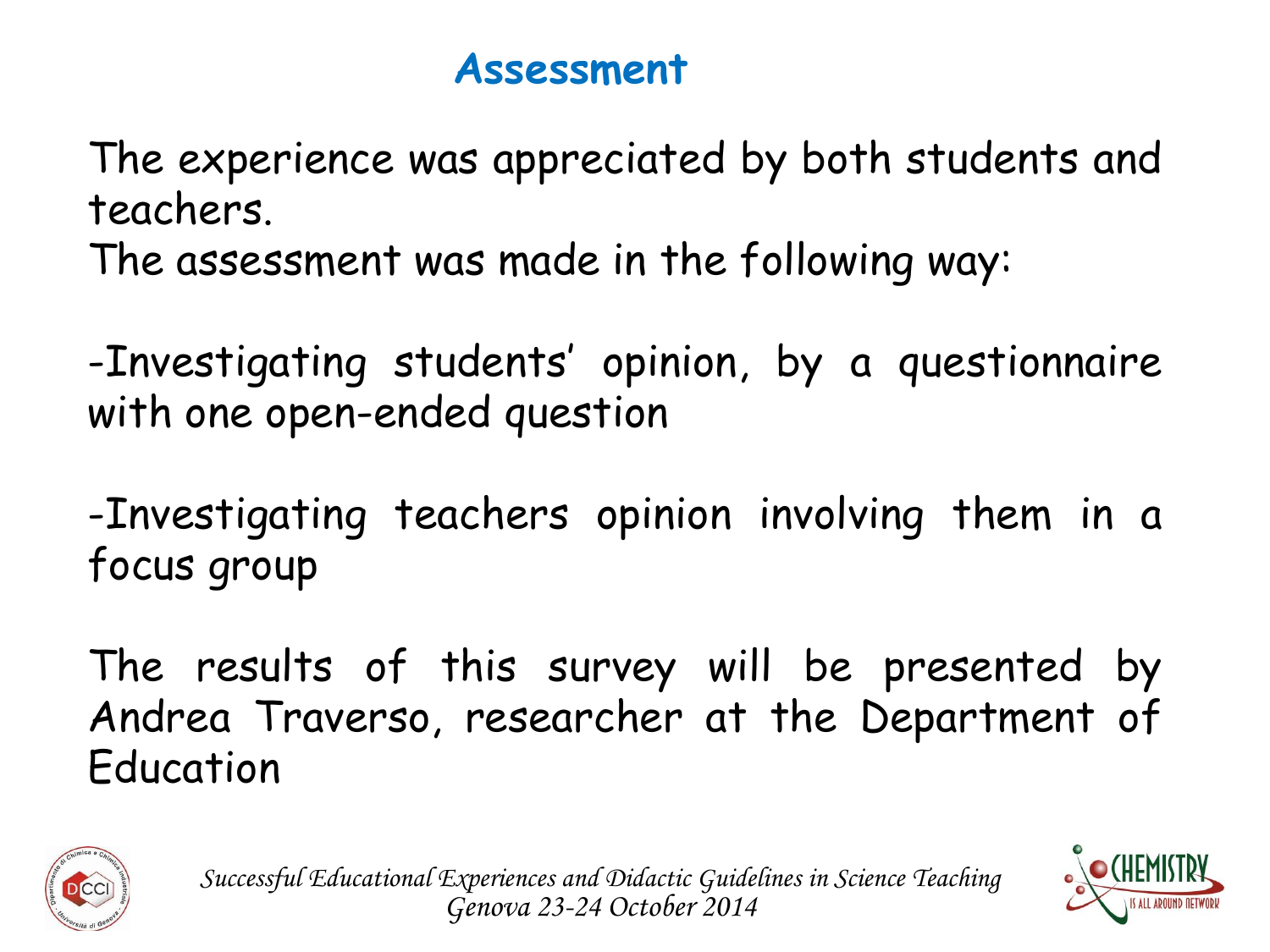# Assessment

The experience was appreciated by both students and teachers.

The assessment was made in the following way:

-Investigating students' opinion, by a questionnaire with one open-ended question

-Investigating teachers opinion involving them in a focus group

The results of this survey will be presented by Andrea Traverso, researcher at the Department of Education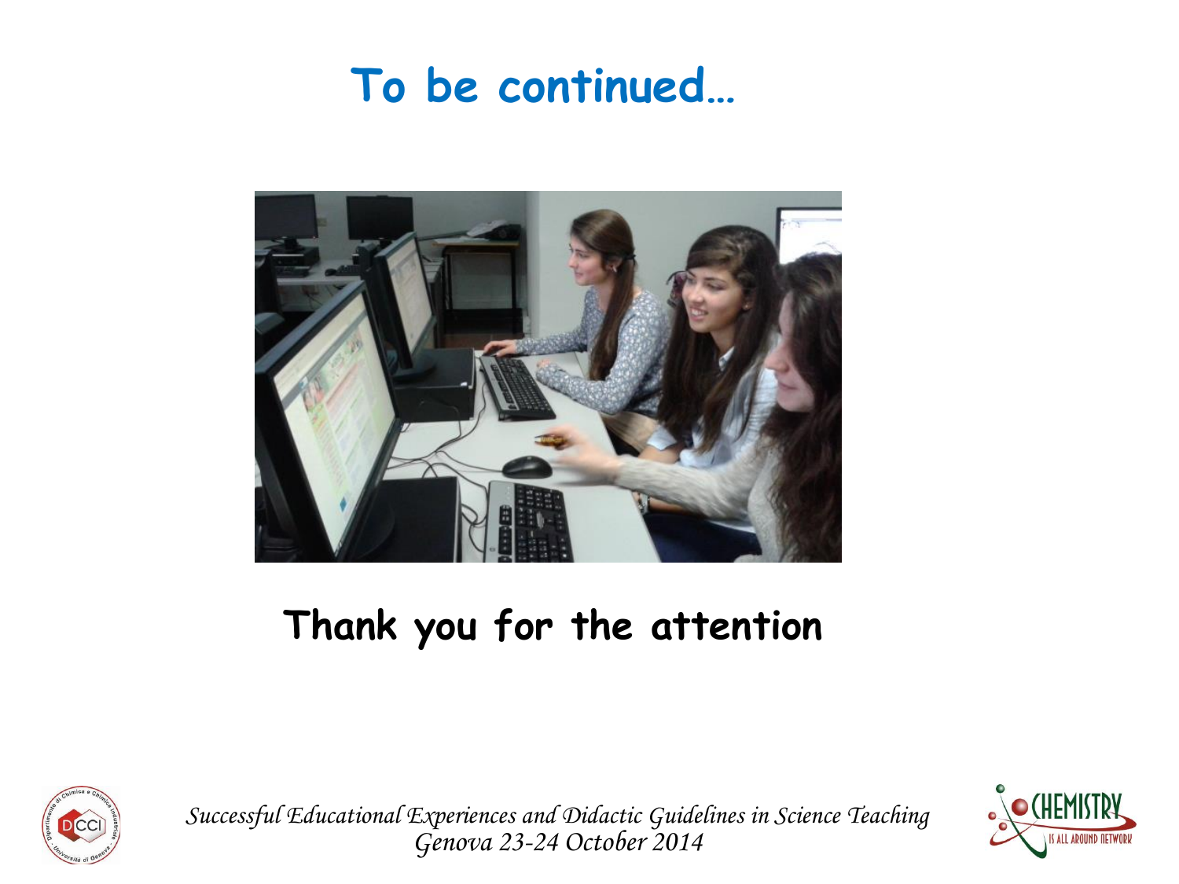# To be continued…

**Thank you for the attention**